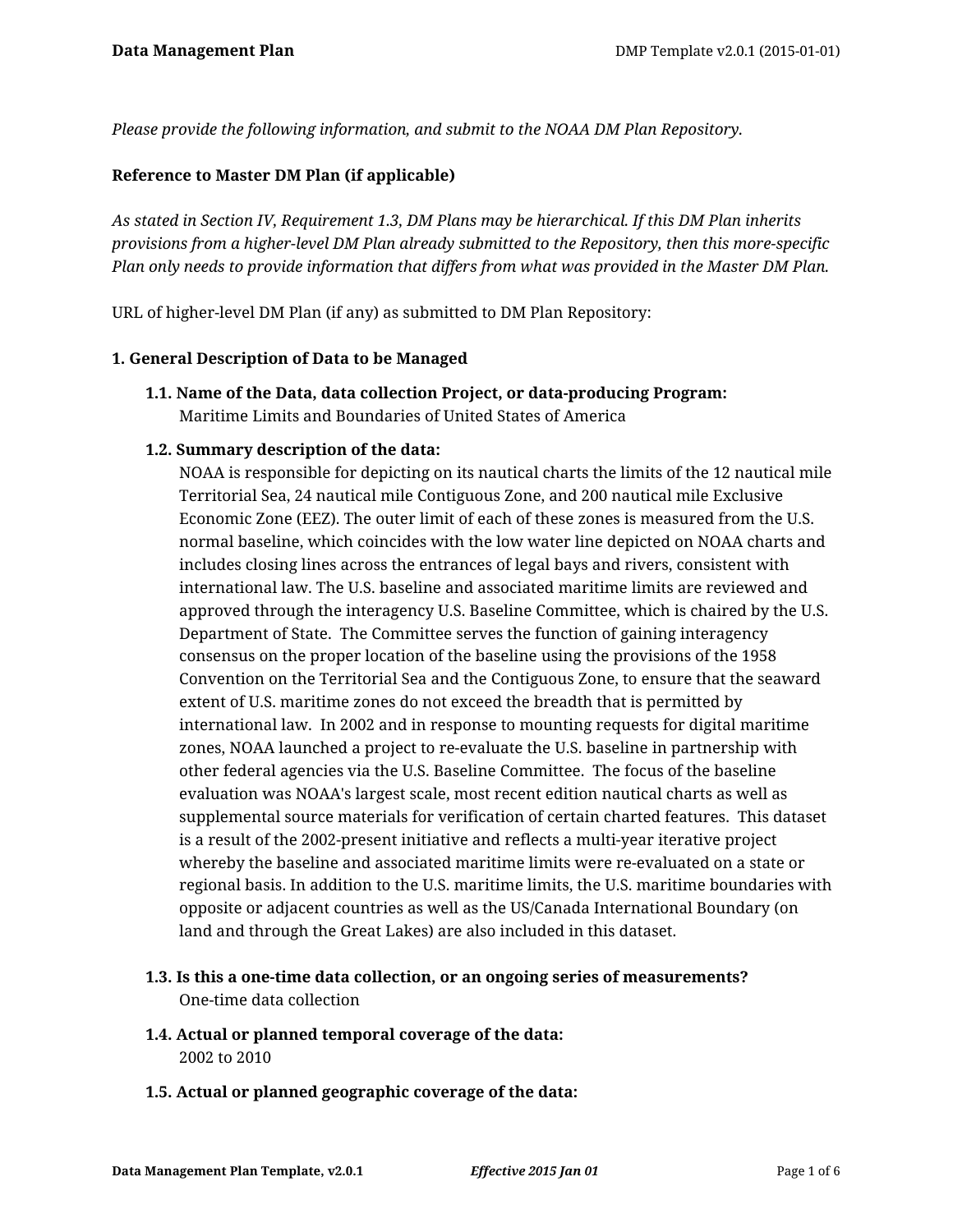*Please provide the following information, and submit to the NOAA DM Plan Repository.*

**Reference to Master DM Plan (if applicable)**

*As stated in Section IV, Requirement 1.3, DM Plans may be hierarchical. If this DM Plan inherits provisions from a higher-level DM Plan already submitted to the Repository, then this more-specific Plan only needs to provide information that differs from what was provided in the Master DM Plan.*

URL of higher-level DM Plan (if any) as submitted to DM Plan Repository:

**1. General Description of Data to be Managed**

**1.1. Name of the Data, data collection Project, or data-producing Program:**
Maritime Limits and Boundaries of United States of America

**1.2. Summary description of the data:**
NOAA is responsible for depicting on its nautical charts the limits of the 12 nautical mile Territorial Sea, 24 nautical mile Contiguous Zone, and 200 nautical mile Exclusive Economic Zone (EEZ). The outer limit of each of these zones is measured from the U.S. normal baseline, which coincides with the low water line depicted on NOAA charts and includes closing lines across the entrances of legal bays and rivers, consistent with international law. The U.S. baseline and associated maritime limits are reviewed and approved through the interagency U.S. Baseline Committee, which is chaired by the U.S. Department of State. The Committee serves the function of gaining interagency consensus on the proper location of the baseline using the provisions of the 1958 Convention on the Territorial Sea and the Contiguous Zone, to ensure that the seaward extent of U.S. maritime zones do not exceed the breadth that is permitted by international law. In 2002 and in response to mounting requests for digital maritime zones, NOAA launched a project to re-evaluate the U.S. baseline in partnership with other federal agencies via the U.S. Baseline Committee. The focus of the baseline evaluation was NOAA's largest scale, most recent edition nautical charts as well as supplemental source materials for verification of certain charted features. This dataset is a result of the 2002-present initiative and reflects a multi-year iterative project whereby the baseline and associated maritime limits were re-evaluated on a state or regional basis. In addition to the U.S. maritime limits, the U.S. maritime boundaries with opposite or adjacent countries as well as the US/Canada International Boundary (on land and through the Great Lakes) are also included in this dataset.

**1.3. Is this a one-time data collection, or an ongoing series of measurements?**
One-time data collection

**1.4. Actual or planned temporal coverage of the data:**
2002 to 2010

**1.5. Actual or planned geographic coverage of the data:**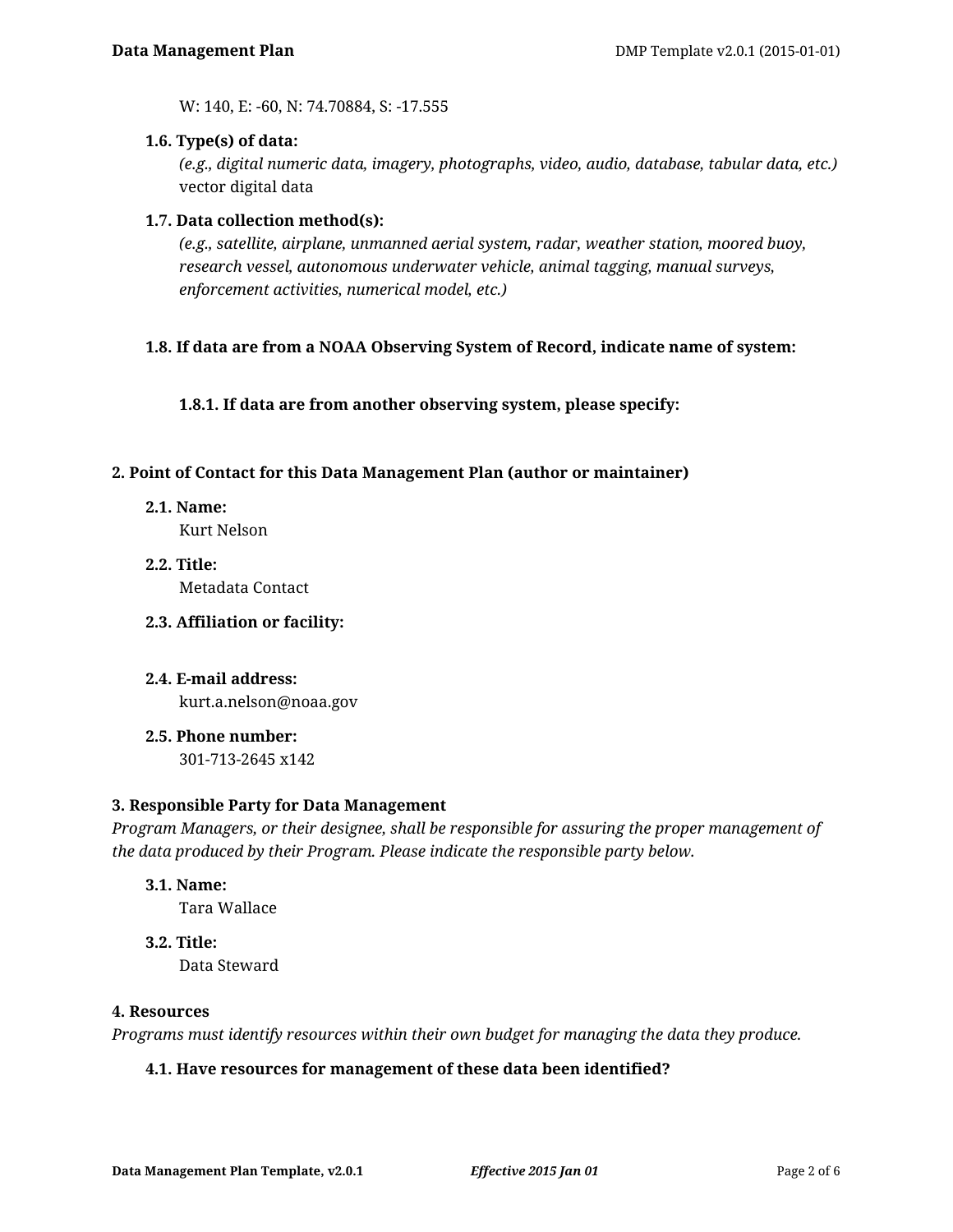W: 140, E: -60, N: 74.70884, S: -17.555

### 1.6. Type(s) of data:

*(e.g., digital numeric data, imagery, photographs, video, audio, database, tabular data, etc.)*
vector digital data

### 1.7. Data collection method(s):

*(e.g., satellite, airplane, unmanned aerial system, radar, weather station, moored buoy, research vessel, autonomous underwater vehicle, animal tagging, manual surveys, enforcement activities, numerical model, etc.)*

### 1.8. If data are from a NOAA Observing System of Record, indicate name of system:

#### 1.8.1. If data are from another observing system, please specify:

## 2. Point of Contact for this Data Management Plan (author or maintainer)

### 2.1. Name:

Kurt Nelson

### 2.2. Title:

Metadata Contact

### 2.3. Affiliation or facility:

### 2.4. E-mail address:

kurt.a.nelson@noaa.gov

### 2.5. Phone number:

301-713-2645 x142

## 3. Responsible Party for Data Management

*Program Managers, or their designee, shall be responsible for assuring the proper management of the data produced by their Program. Please indicate the responsible party below.*

### 3.1. Name:

Tara Wallace

### 3.2. Title:

Data Steward

## 4. Resources

*Programs must identify resources within their own budget for managing the data they produce.*

### 4.1. Have resources for management of these data been identified?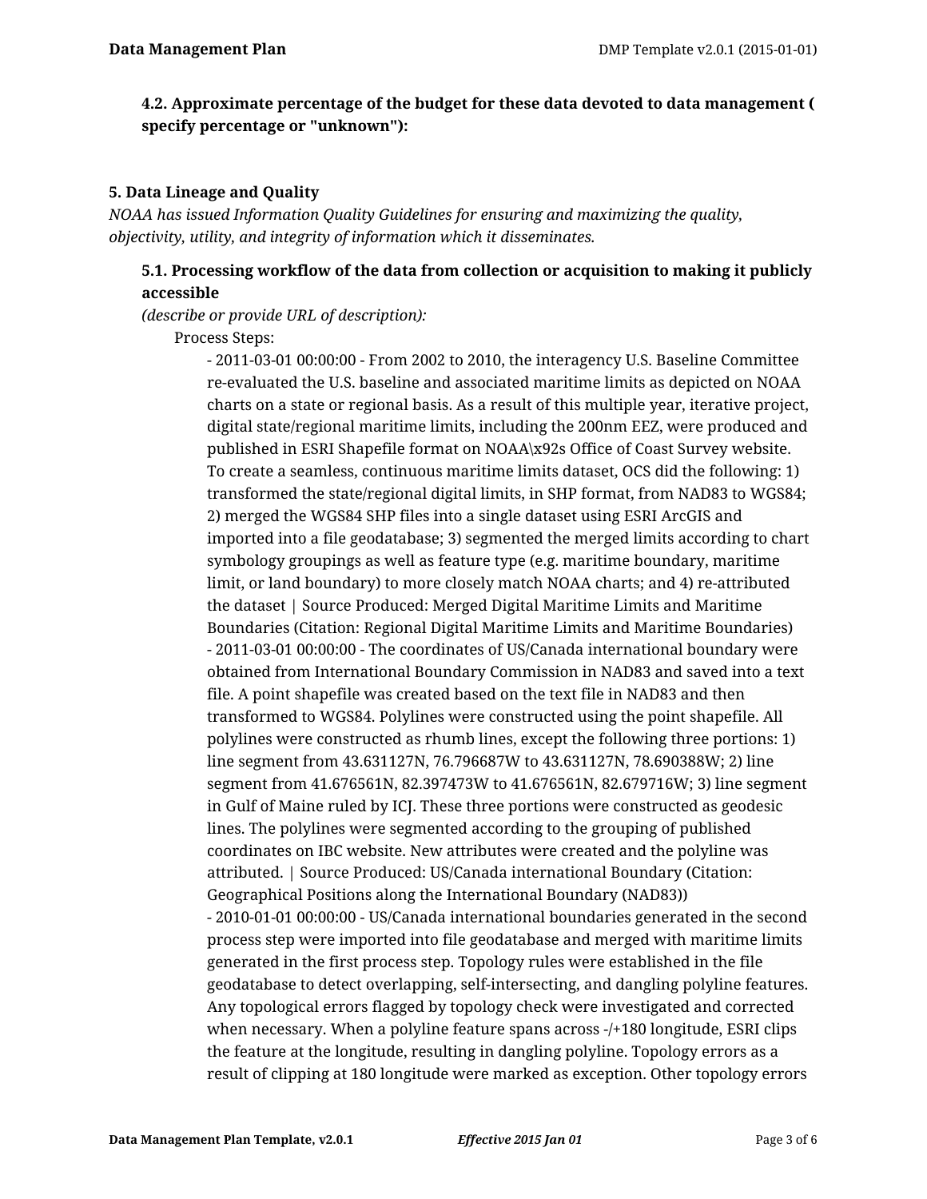### 4.2. Approximate percentage of the budget for these data devoted to data management ( specify percentage or "unknown"):

### 5. Data Lineage and Quality

*NOAA has issued Information Quality Guidelines for ensuring and maximizing the quality, objectivity, utility, and integrity of information which it disseminates.*

### 5.1. Processing workflow of the data from collection or acquisition to making it publicly accessible

*(describe or provide URL of description):*

Process Steps:

- 2011-03-01 00:00:00 - From 2002 to 2010, the interagency U.S. Baseline Committee re-evaluated the U.S. baseline and associated maritime limits as depicted on NOAA charts on a state or regional basis. As a result of this multiple year, iterative project, digital state/regional maritime limits, including the 200nm EEZ, were produced and published in ESRI Shapefile format on NOAA\x92s Office of Coast Survey website. To create a seamless, continuous maritime limits dataset, OCS did the following: 1) transformed the state/regional digital limits, in SHP format, from NAD83 to WGS84; 2) merged the WGS84 SHP files into a single dataset using ESRI ArcGIS and imported into a file geodatabase; 3) segmented the merged limits according to chart symbology groupings as well as feature type (e.g. maritime boundary, maritime limit, or land boundary) to more closely match NOAA charts; and 4) re-attributed the dataset | Source Produced: Merged Digital Maritime Limits and Maritime Boundaries (Citation: Regional Digital Maritime Limits and Maritime Boundaries)
- 2011-03-01 00:00:00 - The coordinates of US/Canada international boundary were obtained from International Boundary Commission in NAD83 and saved into a text file. A point shapefile was created based on the text file in NAD83 and then transformed to WGS84. Polylines were constructed using the point shapefile. All polylines were constructed as rhumb lines, except the following three portions: 1) line segment from 43.631127N, 76.796687W to 43.631127N, 78.690388W; 2) line segment from 41.676561N, 82.397473W to 41.676561N, 82.679716W; 3) line segment in Gulf of Maine ruled by ICJ. These three portions were constructed as geodesic lines. The polylines were segmented according to the grouping of published coordinates on IBC website. New attributes were created and the polyline was attributed. | Source Produced: US/Canada international Boundary (Citation: Geographical Positions along the International Boundary (NAD83))
- 2010-01-01 00:00:00 - US/Canada international boundaries generated in the second process step were imported into file geodatabase and merged with maritime limits generated in the first process step. Topology rules were established in the file geodatabase to detect overlapping, self-intersecting, and dangling polyline features. Any topological errors flagged by topology check were investigated and corrected when necessary. When a polyline feature spans across -/+180 longitude, ESRI clips the feature at the longitude, resulting in dangling polyline. Topology errors as a result of clipping at 180 longitude were marked as exception. Other topology errors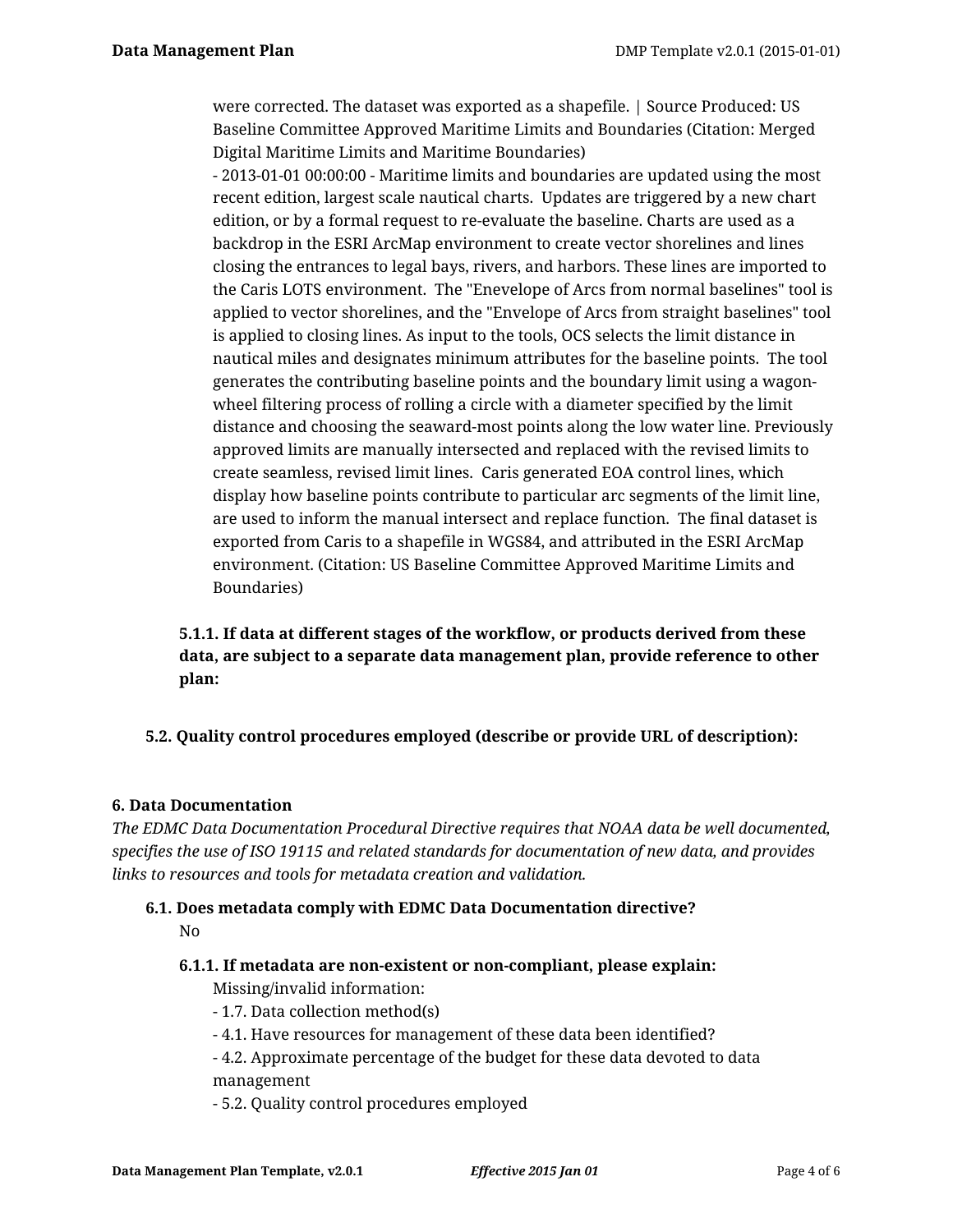were corrected. The dataset was exported as a shapefile. | Source Produced: US Baseline Committee Approved Maritime Limits and Boundaries (Citation: Merged Digital Maritime Limits and Maritime Boundaries)
- 2013-01-01 00:00:00 - Maritime limits and boundaries are updated using the most recent edition, largest scale nautical charts. Updates are triggered by a new chart edition, or by a formal request to re-evaluate the baseline. Charts are used as a backdrop in the ESRI ArcMap environment to create vector shorelines and lines closing the entrances to legal bays, rivers, and harbors. These lines are imported to the Caris LOTS environment. The "Enevelope of Arcs from normal baselines" tool is applied to vector shorelines, and the "Envelope of Arcs from straight baselines" tool is applied to closing lines. As input to the tools, OCS selects the limit distance in nautical miles and designates minimum attributes for the baseline points. The tool generates the contributing baseline points and the boundary limit using a wagon-wheel filtering process of rolling a circle with a diameter specified by the limit distance and choosing the seaward-most points along the low water line. Previously approved limits are manually intersected and replaced with the revised limits to create seamless, revised limit lines. Caris generated EOA control lines, which display how baseline points contribute to particular arc segments of the limit line, are used to inform the manual intersect and replace function. The final dataset is exported from Caris to a shapefile in WGS84, and attributed in the ESRI ArcMap environment. (Citation: US Baseline Committee Approved Maritime Limits and Boundaries)

**5.1.1. If data at different stages of the workflow, or products derived from these data, are subject to a separate data management plan, provide reference to other plan:**

**5.2. Quality control procedures employed (describe or provide URL of description):**

### 6. Data Documentation

*The EDMC Data Documentation Procedural Directive requires that NOAA data be well documented, specifies the use of ISO 19115 and related standards for documentation of new data, and provides links to resources and tools for metadata creation and validation.*

**6.1. Does metadata comply with EDMC Data Documentation directive?**

No

**6.1.1. If metadata are non-existent or non-compliant, please explain:**

Missing/invalid information:
- 1.7. Data collection method(s)
- 4.1. Have resources for management of these data been identified?
- 4.2. Approximate percentage of the budget for these data devoted to data management
- 5.2. Quality control procedures employed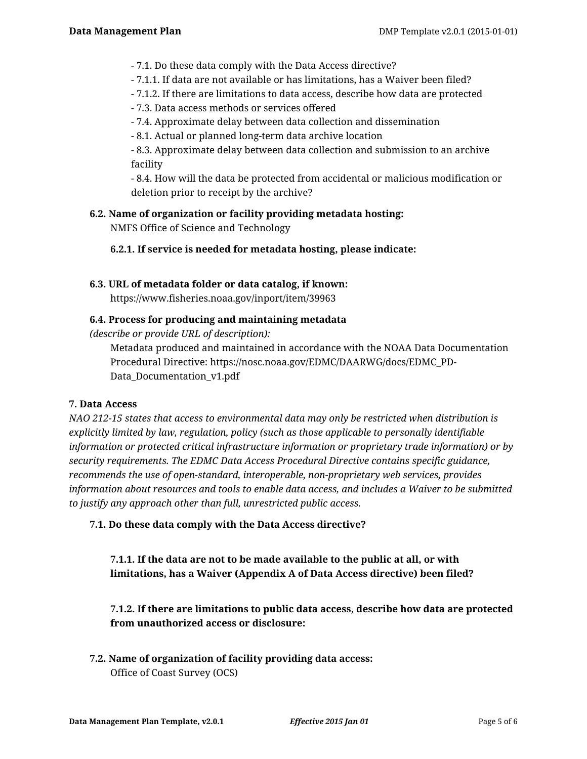- 7.1. Do these data comply with the Data Access directive?
- 7.1.1. If data are not available or has limitations, has a Waiver been filed?
- 7.1.2. If there are limitations to data access, describe how data are protected
- 7.3. Data access methods or services offered
- 7.4. Approximate delay between data collection and dissemination
- 8.1. Actual or planned long-term data archive location
- 8.3. Approximate delay between data collection and submission to an archive facility
- 8.4. How will the data be protected from accidental or malicious modification or deletion prior to receipt by the archive?

**6.2. Name of organization or facility providing metadata hosting:**

NMFS Office of Science and Technology

**6.2.1. If service is needed for metadata hosting, please indicate:**

**6.3. URL of metadata folder or data catalog, if known:**

https://www.fisheries.noaa.gov/inport/item/39963

**6.4. Process for producing and maintaining metadata**
*(describe or provide URL of description):*

Metadata produced and maintained in accordance with the NOAA Data Documentation Procedural Directive: https://nosc.noaa.gov/EDMC/DAARWG/docs/EDMC_PD-Data_Documentation_v1.pdf

**7. Data Access**

*NAO 212-15 states that access to environmental data may only be restricted when distribution is explicitly limited by law, regulation, policy (such as those applicable to personally identifiable information or protected critical infrastructure information or proprietary trade information) or by security requirements. The EDMC Data Access Procedural Directive contains specific guidance, recommends the use of open-standard, interoperable, non-proprietary web services, provides information about resources and tools to enable data access, and includes a Waiver to be submitted to justify any approach other than full, unrestricted public access.*

**7.1. Do these data comply with the Data Access directive?**

**7.1.1. If the data are not to be made available to the public at all, or with limitations, has a Waiver (Appendix A of Data Access directive) been filed?**

**7.1.2. If there are limitations to public data access, describe how data are protected from unauthorized access or disclosure:**

**7.2. Name of organization of facility providing data access:**

Office of Coast Survey (OCS)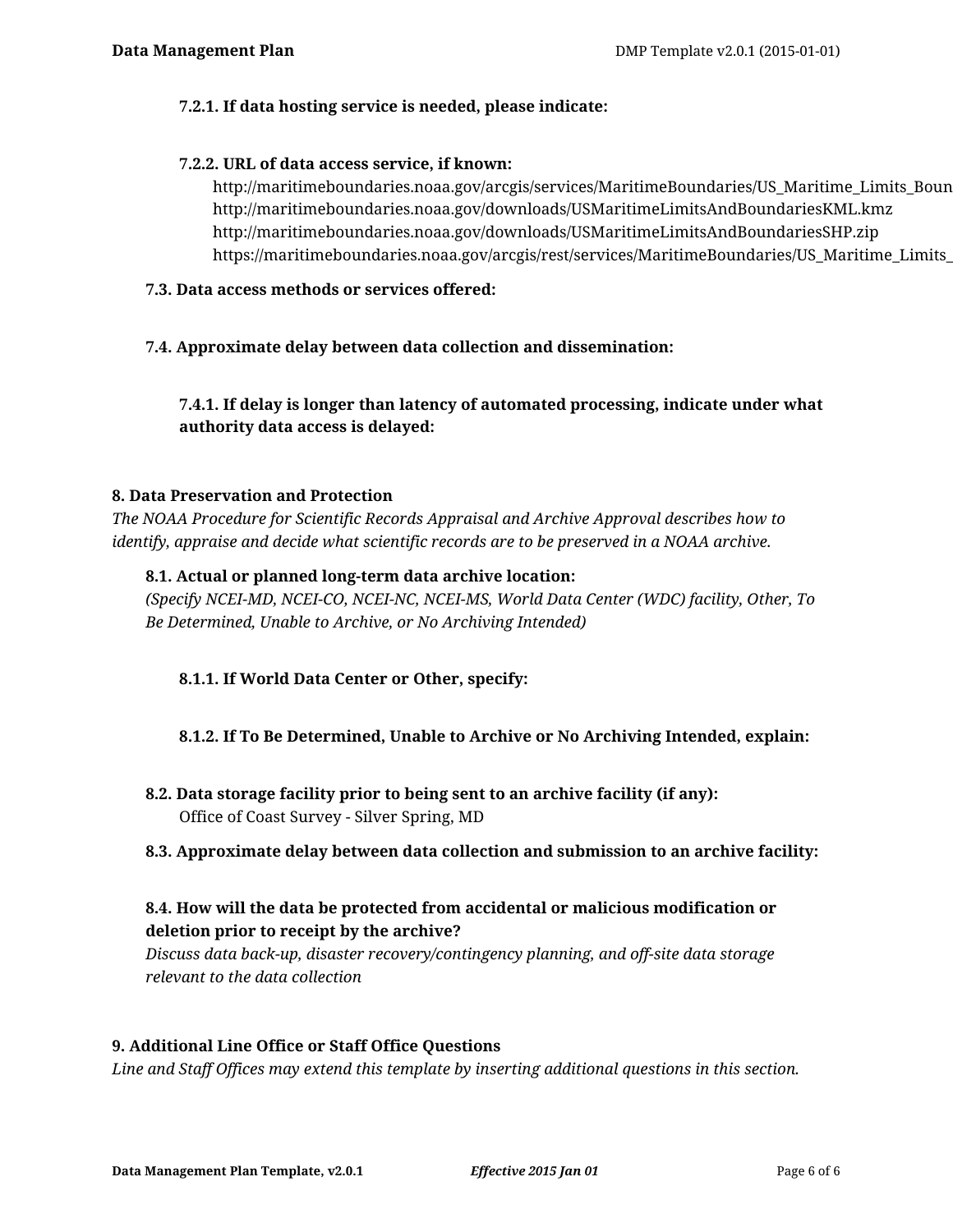#### 7.2.1. If data hosting service is needed, please indicate:

#### 7.2.2. URL of data access service, if known:

http://maritimeboundaries.noaa.gov/arcgis/services/MaritimeBoundaries/US_Maritime_Limits_Boun
http://maritimeboundaries.noaa.gov/downloads/USMaritimeLimitsAndBoundariesKML.kmz
http://maritimeboundaries.noaa.gov/downloads/USMaritimeLimitsAndBoundariesSHP.zip
https://maritimeboundaries.noaa.gov/arcgis/rest/services/MaritimeBoundaries/US_Maritime_Limits_

### 7.3. Data access methods or services offered:

### 7.4. Approximate delay between data collection and dissemination:

#### 7.4.1. If delay is longer than latency of automated processing, indicate under what authority data access is delayed:

## 8. Data Preservation and Protection

*The NOAA Procedure for Scientific Records Appraisal and Archive Approval describes how to identify, appraise and decide what scientific records are to be preserved in a NOAA archive.*

### 8.1. Actual or planned long-term data archive location:

*(Specify NCEI-MD, NCEI-CO, NCEI-NC, NCEI-MS, World Data Center (WDC) facility, Other, To Be Determined, Unable to Archive, or No Archiving Intended)*

#### 8.1.1. If World Data Center or Other, specify:

#### 8.1.2. If To Be Determined, Unable to Archive or No Archiving Intended, explain:

### 8.2. Data storage facility prior to being sent to an archive facility (if any):

Office of Coast Survey - Silver Spring, MD

### 8.3. Approximate delay between data collection and submission to an archive facility:

### 8.4. How will the data be protected from accidental or malicious modification or deletion prior to receipt by the archive?

*Discuss data back-up, disaster recovery/contingency planning, and off-site data storage relevant to the data collection*

## 9. Additional Line Office or Staff Office Questions

*Line and Staff Offices may extend this template by inserting additional questions in this section.*